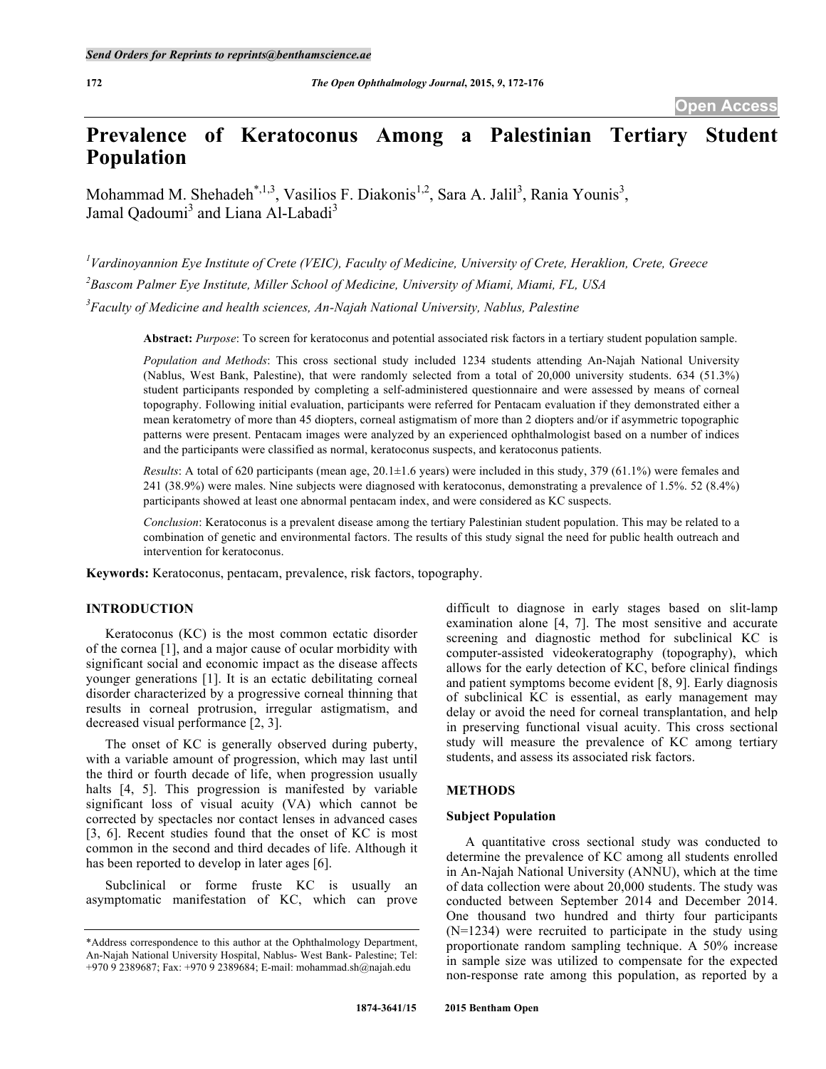# Prevalence of Keratoconus Among a Palestinian Tertiary Student Population

Mohammad M. Shehadeh[*,1,3], Vasilios F. Diakonis[1,2], Sara A. Jalil[3], Rania Younis[3], Jamal Qadoumi[3] and Liana Al-Labadi[3]

[1]*Vardinoyannion Eye Institute of Crete (VEIC), Faculty of Medicine, University of Crete, Heraklion, Crete, Greece*

[2]*Bascom Palmer Eye Institute, Miller School of Medicine, University of Miami, Miami, FL, USA*

[3]*Faculty of Medicine and health sciences, An-Najah National University, Nablus, Palestine*

**Abstract:** *Purpose*: To screen for keratoconus and potential associated risk factors in a tertiary student population sample.

*Population and Methods*: This cross sectional study included 1234 students attending An-Najah National University (Nablus, West Bank, Palestine), that were randomly selected from a total of 20,000 university students. 634 (51.3%) student participants responded by completing a self-administered questionnaire and were assessed by means of corneal topography. Following initial evaluation, participants were referred for Pentacam evaluation if they demonstrated either a mean keratometry of more than 45 diopters, corneal astigmatism of more than 2 diopters and/or if asymmetric topographic patterns were present. Pentacam images were analyzed by an experienced ophthalmologist based on a number of indices and the participants were classified as normal, keratoconus suspects, and keratoconus patients.

*Results*: A total of 620 participants (mean age, 20.1±1.6 years) were included in this study, 379 (61.1%) were females and 241 (38.9%) were males. Nine subjects were diagnosed with keratoconus, demonstrating a prevalence of 1.5%. 52 (8.4%) participants showed at least one abnormal pentacam index, and were considered as KC suspects.

*Conclusion*: Keratoconus is a prevalent disease among the tertiary Palestinian student population. This may be related to a combination of genetic and environmental factors. The results of this study signal the need for public health outreach and intervention for keratoconus.

**Keywords:** Keratoconus, pentacam, prevalence, risk factors, topography.

## INTRODUCTION

Keratoconus (KC) is the most common ectatic disorder of the cornea [1], and a major cause of ocular morbidity with significant social and economic impact as the disease affects younger generations [1]. It is an ectatic debilitating corneal disorder characterized by a progressive corneal thinning that results in corneal protrusion, irregular astigmatism, and decreased visual performance [2, 3].

The onset of KC is generally observed during puberty, with a variable amount of progression, which may last until the third or fourth decade of life, when progression usually halts [4, 5]. This progression is manifested by variable significant loss of visual acuity (VA) which cannot be corrected by spectacles nor contact lenses in advanced cases [3, 6]. Recent studies found that the onset of KC is most common in the second and third decades of life. Although it has been reported to develop in later ages [6].

Subclinical or forme fruste KC is usually an asymptomatic manifestation of KC, which can prove difficult to diagnose in early stages based on slit-lamp examination alone [4, 7]. The most sensitive and accurate screening and diagnostic method for subclinical KC is computer-assisted videokeratography (topography), which allows for the early detection of KC, before clinical findings and patient symptoms become evident [8, 9]. Early diagnosis of subclinical KC is essential, as early management may delay or avoid the need for corneal transplantation, and help in preserving functional visual acuity. This cross sectional study will measure the prevalence of KC among tertiary students, and assess its associated risk factors.

## METHODS

### Subject Population

A quantitative cross sectional study was conducted to determine the prevalence of KC among all students enrolled in An-Najah National University (ANNU), which at the time of data collection were about 20,000 students. The study was conducted between September 2014 and December 2014. One thousand two hundred and thirty four participants (N=1234) were recruited to participate in the study using proportionate random sampling technique. A 50% increase in sample size was utilized to compensate for the expected non-response rate among this population, as reported by a

*Address correspondence to this author at the Ophthalmology Department, An-Najah National University Hospital, Nablus- West Bank- Palestine; Tel: +970 9 2389687; Fax: +970 9 2389684; E-mail: mohammad.sh@najah.edu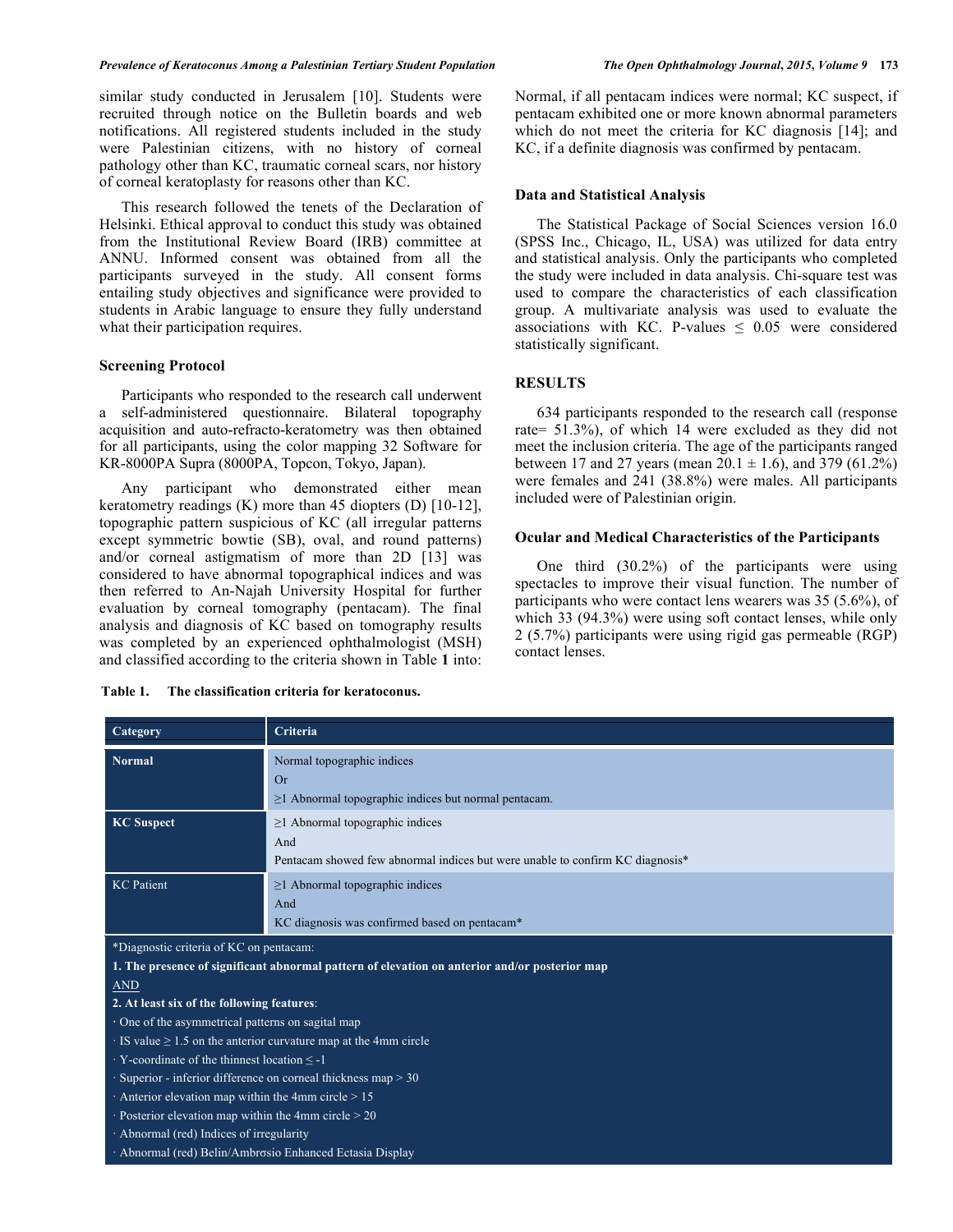similar study conducted in Jerusalem [10]. Students were recruited through notice on the Bulletin boards and web notifications. All registered students included in the study were Palestinian citizens, with no history of corneal pathology other than KC, traumatic corneal scars, nor history of corneal keratoplasty for reasons other than KC.

This research followed the tenets of the Declaration of Helsinki. Ethical approval to conduct this study was obtained from the Institutional Review Board (IRB) committee at ANNU. Informed consent was obtained from all the participants surveyed in the study. All consent forms entailing study objectives and significance were provided to students in Arabic language to ensure they fully understand what their participation requires.

### Screening Protocol

Participants who responded to the research call underwent a self-administered questionnaire. Bilateral topography acquisition and auto-refracto-keratometry was then obtained for all participants, using the color mapping 32 Software for KR-8000PA Supra (8000PA, Topcon, Tokyo, Japan).

Any participant who demonstrated either mean keratometry readings (K) more than 45 diopters (D) [10-12], topographic pattern suspicious of KC (all irregular patterns except symmetric bowtie (SB), oval, and round patterns) and/or corneal astigmatism of more than 2D [13] was considered to have abnormal topographical indices and was then referred to An-Najah University Hospital for further evaluation by corneal tomography (pentacam). The final analysis and diagnosis of KC based on tomography results was completed by an experienced ophthalmologist (MSH) and classified according to the criteria shown in Table **1** into: Normal, if all pentacam indices were normal; KC suspect, if pentacam exhibited one or more known abnormal parameters which do not meet the criteria for KC diagnosis [14]; and KC, if a definite diagnosis was confirmed by pentacam.

### Data and Statistical Analysis

The Statistical Package of Social Sciences version 16.0 (SPSS Inc., Chicago, IL, USA) was utilized for data entry and statistical analysis. Only the participants who completed the study were included in data analysis. Chi-square test was used to compare the characteristics of each classification group. A multivariate analysis was used to evaluate the associations with KC. P-values ≤ 0.05 were considered statistically significant.

## RESULTS

634 participants responded to the research call (response rate= 51.3%), of which 14 were excluded as they did not meet the inclusion criteria. The age of the participants ranged between 17 and 27 years (mean 20.1 ± 1.6), and 379 (61.2%) were females and 241 (38.8%) were males. All participants included were of Palestinian origin.

### Ocular and Medical Characteristics of the Participants

One third (30.2%) of the participants were using spectacles to improve their visual function. The number of participants who were contact lens wearers was 35 (5.6%), of which 33 (94.3%) were using soft contact lenses, while only 2 (5.7%) participants were using rigid gas permeable (RGP) contact lenses.

**Table 1. The classification criteria for keratoconus.**

| Category | Criteria |
|---|---|
| **Normal** | Normal topographic indices<br>Or<br>≥1 Abnormal topographic indices but normal pentacam. |
| **KC Suspect** | ≥1 Abnormal topographic indices<br>And<br>Pentacam showed few abnormal indices but were unable to confirm KC diagnosis* |
| KC Patient | ≥1 Abnormal topographic indices<br>And<br>KC diagnosis was confirmed based on pentacam* |

*Diagnostic criteria of KC on pentacam:

**1. The presence of significant abnormal pattern of elevation on anterior and/or posterior map**

AND

**2. At least six of the following features**:

- One of the asymmetrical patterns on sagital map
- IS value ≥ 1.5 on the anterior curvature map at the 4mm circle
- Y-coordinate of the thinnest location ≤ -1
- Superior - inferior difference on corneal thickness map > 30
- Anterior elevation map within the 4mm circle > 15
- Posterior elevation map within the 4mm circle > 20
- Abnormal (red) Indices of irregularity
- Abnormal (red) Belin/Ambrosio Enhanced Ectasia Display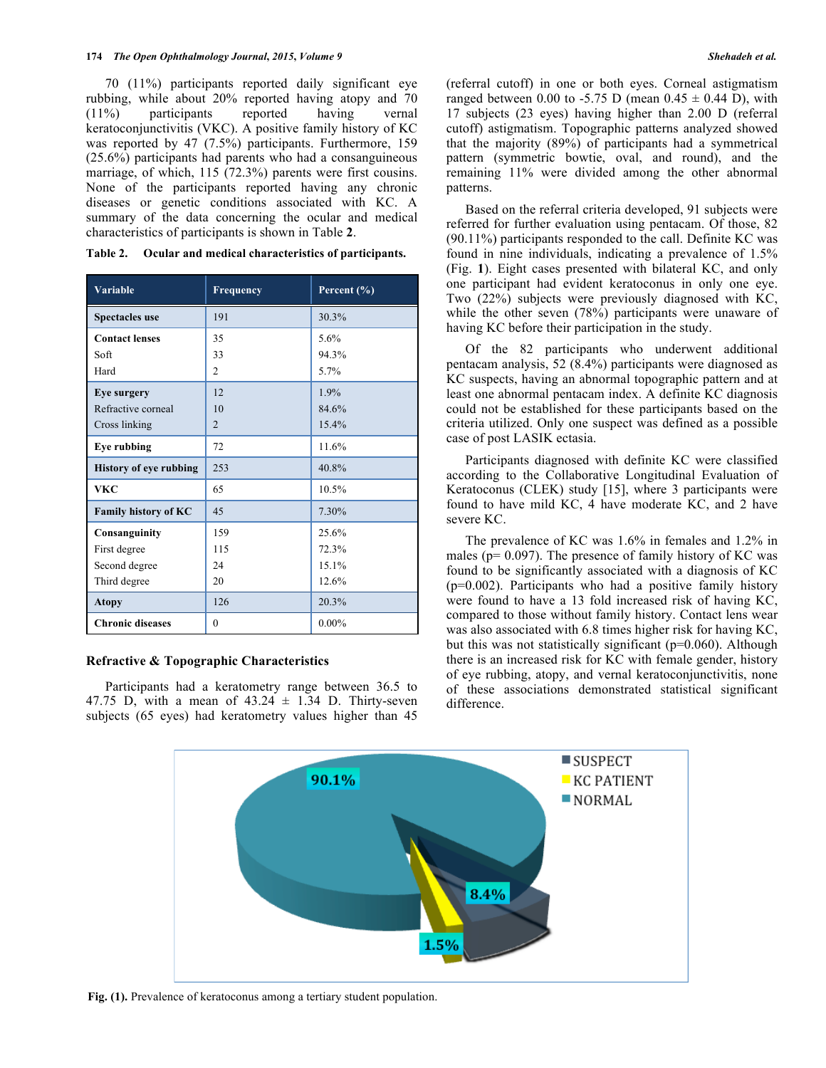70 (11%) participants reported daily significant eye rubbing, while about 20% reported having atopy and 70 (11%) participants reported having vernal keratoconjunctivitis (VKC). A positive family history of KC was reported by 47 (7.5%) participants. Furthermore, 159 (25.6%) participants had parents who had a consanguineous marriage, of which, 115 (72.3%) parents were first cousins. None of the participants reported having any chronic diseases or genetic conditions associated with KC. A summary of the data concerning the ocular and medical characteristics of participants is shown in Table **2**.

**Table 2. Ocular and medical characteristics of participants.**

| Variable | Frequency | Percent (%) |
|---|---|---|
| **Spectacles use** | 191 | 30.3% |
| **Contact lenses** | 35 | 5.6% |
| Soft | 33 | 94.3% |
| Hard | 2 | 5.7% |
| **Eye surgery** | 12 | 1.9% |
| Refractive corneal | 10 | 84.6% |
| Cross linking | 2 | 15.4% |
| **Eye rubbing** | 72 | 11.6% |
| **History of eye rubbing** | 253 | 40.8% |
| **VKC** | 65 | 10.5% |
| **Family history of KC** | 45 | 7.30% |
| **Consanguinity** | 159 | 25.6% |
| First degree | 115 | 72.3% |
| Second degree | 24 | 15.1% |
| Third degree | 20 | 12.6% |
| **Atopy** | 126 | 20.3% |
| **Chronic diseases** | 0 | 0.00% |

### Refractive & Topographic Characteristics

Participants had a keratometry range between 36.5 to 47.75 D, with a mean of 43.24 ± 1.34 D. Thirty-seven subjects (65 eyes) had keratometry values higher than 45 (referral cutoff) in one or both eyes. Corneal astigmatism ranged between 0.00 to -5.75 D (mean 0.45 ± 0.44 D), with 17 subjects (23 eyes) having higher than 2.00 D (referral cutoff) astigmatism. Topographic patterns analyzed showed that the majority (89%) of participants had a symmetrical pattern (symmetric bowtie, oval, and round), and the remaining 11% were divided among the other abnormal patterns.

Based on the referral criteria developed, 91 subjects were referred for further evaluation using pentacam. Of those, 82 (90.11%) participants responded to the call. Definite KC was found in nine individuals, indicating a prevalence of 1.5% (Fig. **1**). Eight cases presented with bilateral KC, and only one participant had evident keratoconus in only one eye. Two (22%) subjects were previously diagnosed with KC, while the other seven (78%) participants were unaware of having KC before their participation in the study.

Of the 82 participants who underwent additional pentacam analysis, 52 (8.4%) participants were diagnosed as KC suspects, having an abnormal topographic pattern and at least one abnormal pentacam index. A definite KC diagnosis could not be established for these participants based on the criteria utilized. Only one suspect was defined as a possible case of post LASIK ectasia.

Participants diagnosed with definite KC were classified according to the Collaborative Longitudinal Evaluation of Keratoconus (CLEK) study [15], where 3 participants were found to have mild KC, 4 have moderate KC, and 2 have severe KC.

The prevalence of KC was 1.6% in females and 1.2% in males ($p = 0.097$). The presence of family history of KC was found to be significantly associated with a diagnosis of KC ($p = 0.002$). Participants who had a positive family history were found to have a 13 fold increased risk of having KC, compared to those without family history. Contact lens wear was also associated with 6.8 times higher risk for having KC, but this was not statistically significant ($p = 0.060$). Although there is an increased risk for KC with female gender, history of eye rubbing, atopy, and vernal keratoconjunctivitis, none of these associations demonstrated statistical significant difference.

**Fig. (1).** Prevalence of keratoconus among a tertiary student population.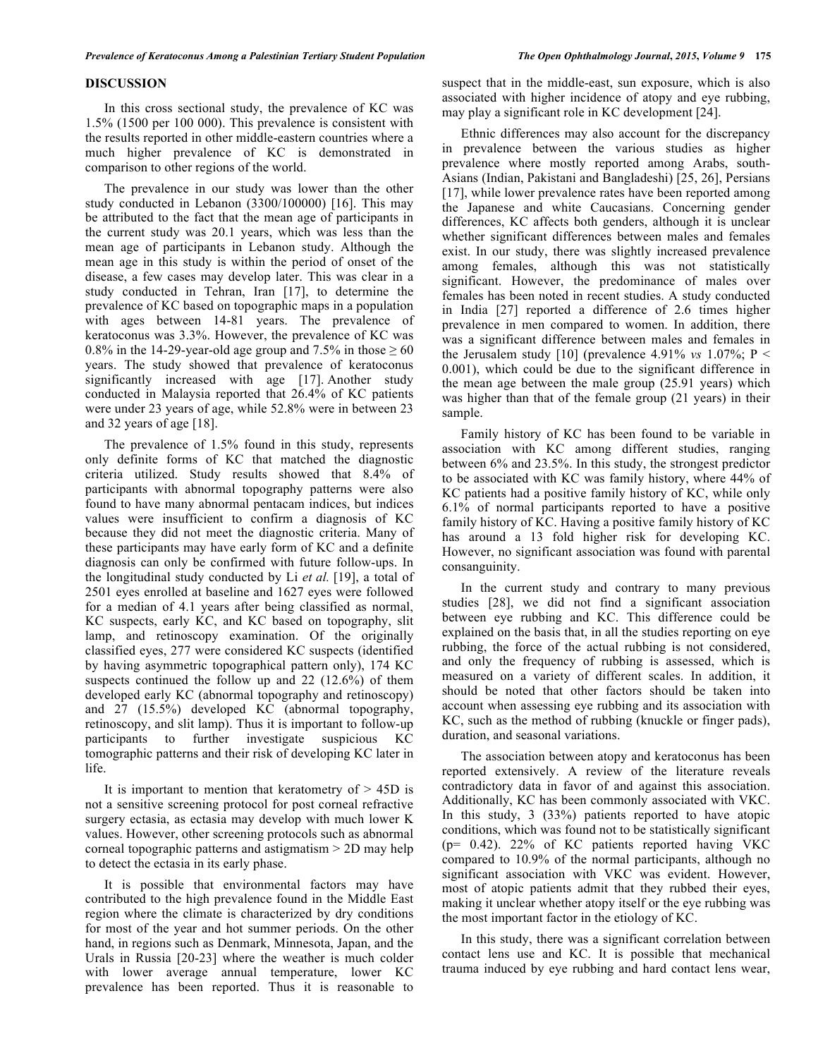## DISCUSSION

In this cross sectional study, the prevalence of KC was 1.5% (1500 per 100 000). This prevalence is consistent with the results reported in other middle-eastern countries where a much higher prevalence of KC is demonstrated in comparison to other regions of the world.

The prevalence in our study was lower than the other study conducted in Lebanon (3300/100000) [16]. This may be attributed to the fact that the mean age of participants in the current study was 20.1 years, which was less than the mean age of participants in Lebanon study. Although the mean age in this study is within the period of onset of the disease, a few cases may develop later. This was clear in a study conducted in Tehran, Iran [17], to determine the prevalence of KC based on topographic maps in a population with ages between 14-81 years. The prevalence of keratoconus was 3.3%. However, the prevalence of KC was 0.8% in the 14-29-year-old age group and 7.5% in those ≥ 60 years. The study showed that prevalence of keratoconus significantly increased with age [17]. Another study conducted in Malaysia reported that 26.4% of KC patients were under 23 years of age, while 52.8% were in between 23 and 32 years of age [18].

The prevalence of 1.5% found in this study, represents only definite forms of KC that matched the diagnostic criteria utilized. Study results showed that 8.4% of participants with abnormal topography patterns were also found to have many abnormal pentacam indices, but indices values were insufficient to confirm a diagnosis of KC because they did not meet the diagnostic criteria. Many of these participants may have early form of KC and a definite diagnosis can only be confirmed with future follow-ups. In the longitudinal study conducted by Li *et al.* [19], a total of 2501 eyes enrolled at baseline and 1627 eyes were followed for a median of 4.1 years after being classified as normal, KC suspects, early KC, and KC based on topography, slit lamp, and retinoscopy examination. Of the originally classified eyes, 277 were considered KC suspects (identified by having asymmetric topographical pattern only), 174 KC suspects continued the follow up and 22 (12.6%) of them developed early KC (abnormal topography and retinoscopy) and 27 (15.5%) developed KC (abnormal topography, retinoscopy, and slit lamp). Thus it is important to follow-up participants to further investigate suspicious KC tomographic patterns and their risk of developing KC later in life.

It is important to mention that keratometry of > 45D is not a sensitive screening protocol for post corneal refractive surgery ectasia, as ectasia may develop with much lower K values. However, other screening protocols such as abnormal corneal topographic patterns and astigmatism > 2D may help to detect the ectasia in its early phase.

It is possible that environmental factors may have contributed to the high prevalence found in the Middle East region where the climate is characterized by dry conditions for most of the year and hot summer periods. On the other hand, in regions such as Denmark, Minnesota, Japan, and the Urals in Russia [20-23] where the weather is much colder with lower average annual temperature, lower KC prevalence has been reported. Thus it is reasonable to suspect that in the middle-east, sun exposure, which is also associated with higher incidence of atopy and eye rubbing, may play a significant role in KC development [24].

Ethnic differences may also account for the discrepancy in prevalence between the various studies as higher prevalence where mostly reported among Arabs, south-Asians (Indian, Pakistani and Bangladeshi) [25, 26], Persians [17], while lower prevalence rates have been reported among the Japanese and white Caucasians. Concerning gender differences, KC affects both genders, although it is unclear whether significant differences between males and females exist. In our study, there was slightly increased prevalence among females, although this was not statistically significant. However, the predominance of males over females has been noted in recent studies. A study conducted in India [27] reported a difference of 2.6 times higher prevalence in men compared to women. In addition, there was a significant difference between males and females in the Jerusalem study [10] (prevalence 4.91% *vs* 1.07%; $P < 0.001$), which could be due to the significant difference in the mean age between the male group (25.91 years) which was higher than that of the female group (21 years) in their sample.

Family history of KC has been found to be variable in association with KC among different studies, ranging between 6% and 23.5%. In this study, the strongest predictor to be associated with KC was family history, where 44% of KC patients had a positive family history of KC, while only 6.1% of normal participants reported to have a positive family history of KC. Having a positive family history of KC has around a 13 fold higher risk for developing KC. However, no significant association was found with parental consanguinity.

In the current study and contrary to many previous studies [28], we did not find a significant association between eye rubbing and KC. This difference could be explained on the basis that, in all the studies reporting on eye rubbing, the force of the actual rubbing is not considered, and only the frequency of rubbing is assessed, which is measured on a variety of different scales. In addition, it should be noted that other factors should be taken into account when assessing eye rubbing and its association with KC, such as the method of rubbing (knuckle or finger pads), duration, and seasonal variations.

The association between atopy and keratoconus has been reported extensively. A review of the literature reveals contradictory data in favor of and against this association. Additionally, KC has been commonly associated with VKC. In this study, 3 (33%) patients reported to have atopic conditions, which was found not to be statistically significant ($p = 0.42$). 22% of KC patients reported having VKC compared to 10.9% of the normal participants, although no significant association with VKC was evident. However, most of atopic patients admit that they rubbed their eyes, making it unclear whether atopy itself or the eye rubbing was the most important factor in the etiology of KC.

In this study, there was a significant correlation between contact lens use and KC. It is possible that mechanical trauma induced by eye rubbing and hard contact lens wear,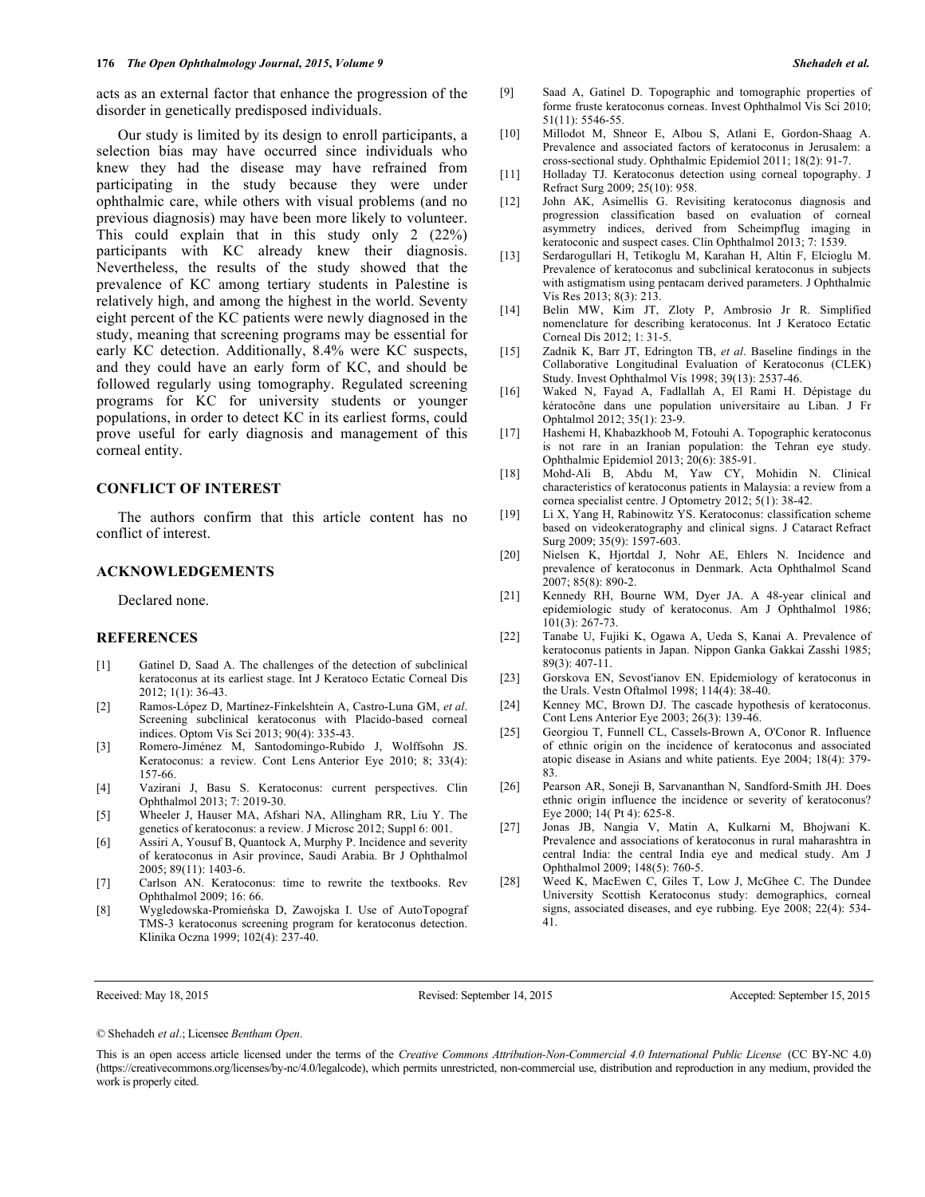acts as an external factor that enhance the progression of the disorder in genetically predisposed individuals.

Our study is limited by its design to enroll participants, a selection bias may have occurred since individuals who knew they had the disease may have refrained from participating in the study because they were under ophthalmic care, while others with visual problems (and no previous diagnosis) may have been more likely to volunteer. This could explain that in this study only 2 (22%) participants with KC already knew their diagnosis. Nevertheless, the results of the study showed that the prevalence of KC among tertiary students in Palestine is relatively high, and among the highest in the world. Seventy eight percent of the KC patients were newly diagnosed in the study, meaning that screening programs may be essential for early KC detection. Additionally, 8.4% were KC suspects, and they could have an early form of KC, and should be followed regularly using tomography. Regulated screening programs for KC for university students or younger populations, in order to detect KC in its earliest forms, could prove useful for early diagnosis and management of this corneal entity.

## CONFLICT OF INTEREST

The authors confirm that this article content has no conflict of interest.

## ACKNOWLEDGEMENTS

Declared none.

## REFERENCES

[1] Gatinel D, Saad A. The challenges of the detection of subclinical keratoconus at its earliest stage. Int J Keratoco Ectatic Corneal Dis 2012; 1(1): 36-43.

[2] Ramos-López D, Martínez-Finkelshtein A, Castro-Luna GM, *et al*. Screening subclinical keratoconus with Placido-based corneal indices. Optom Vis Sci 2013; 90(4): 335-43.

[3] Romero-Jiménez M, Santodomingo-Rubido J, Wolffsohn JS. Keratoconus: a review. Cont Lens Anterior Eye 2010; 8; 33(4): 157-66.

[4] Vazirani J, Basu S. Keratoconus: current perspectives. Clin Ophthalmol 2013; 7: 2019-30.

[5] Wheeler J, Hauser MA, Afshari NA, Allingham RR, Liu Y. The genetics of keratoconus: a review. J Microsc 2012; Suppl 6: 001.

[6] Assiri A, Yousuf B, Quantock A, Murphy P. Incidence and severity of keratoconus in Asir province, Saudi Arabia. Br J Ophthalmol 2005; 89(11): 1403-6.

[7] Carlson AN. Keratoconus: time to rewrite the textbooks. Rev Ophthalmol 2009; 16: 66.

[8] Wygledowska-Promieńska D, Zawojska I. Use of AutoTopograf TMS-3 keratoconus screening program for keratoconus detection. Klinika Oczna 1999; 102(4): 237-40.

[9] Saad A, Gatinel D. Topographic and tomographic properties of forme fruste keratoconus corneas. Invest Ophthalmol Vis Sci 2010; 51(11): 5546-55.

[10] Millodot M, Shneor E, Albou S, Atlani E, Gordon-Shaag A. Prevalence and associated factors of keratoconus in Jerusalem: a cross-sectional study. Ophthalmic Epidemiol 2011; 18(2): 91-7.

[11] Holladay TJ. Keratoconus detection using corneal topography. J Refract Surg 2009; 25(10): 958.

[12] John AK, Asimellis G. Revisiting keratoconus diagnosis and progression classification based on evaluation of corneal asymmetry indices, derived from Scheimpflug imaging in keratoconic and suspect cases. Clin Ophthalmol 2013; 7: 1539.

[13] Serdarogullari H, Tetikoglu M, Karahan H, Altin F, Elcioglu M. Prevalence of keratoconus and subclinical keratoconus in subjects with astigmatism using pentacam derived parameters. J Ophthalmic Vis Res 2013; 8(3): 213.

[14] Belin MW, Kim JT, Zloty P, Ambrosio Jr R. Simplified nomenclature for describing keratoconus. Int J Keratoco Ectatic Corneal Dis 2012; 1: 31-5.

[15] Zadnik K, Barr JT, Edrington TB, *et al*. Baseline findings in the Collaborative Longitudinal Evaluation of Keratoconus (CLEK) Study. Invest Ophthalmol Vis 1998; 39(13): 2537-46.

[16] Waked N, Fayad A, Fadlallah A, El Rami H. Dépistage du kératocône dans une population universitaire au Liban. J Fr Ophtalmol 2012; 35(1): 23-9.

[17] Hashemi H, Khabazkhoob M, Fotouhi A. Topographic keratoconus is not rare in an Iranian population: the Tehran eye study. Ophthalmic Epidemiol 2013; 20(6): 385-91.

[18] Mohd-Ali B, Abdu M, Yaw CY, Mohidin N. Clinical characteristics of keratoconus patients in Malaysia: a review from a cornea specialist centre. J Optometry 2012; 5(1): 38-42.

[19] Li X, Yang H, Rabinowitz YS. Keratoconus: classification scheme based on videokeratography and clinical signs. J Cataract Refract Surg 2009; 35(9): 1597-603.

[20] Nielsen K, Hjortdal J, Nohr AE, Ehlers N. Incidence and prevalence of keratoconus in Denmark. Acta Ophthalmol Scand 2007; 85(8): 890-2.

[21] Kennedy RH, Bourne WM, Dyer JA. A 48-year clinical and epidemiologic study of keratoconus. Am J Ophthalmol 1986; 101(3): 267-73.

[22] Tanabe U, Fujiki K, Ogawa A, Ueda S, Kanai A. Prevalence of keratoconus patients in Japan. Nippon Ganka Gakkai Zasshi 1985; 89(3): 407-11.

[23] Gorskova EN, Sevost'ianov EN. Epidemiology of keratoconus in the Urals. Vestn Oftalmol 1998; 114(4): 38-40.

[24] Kenney MC, Brown DJ. The cascade hypothesis of keratoconus. Cont Lens Anterior Eye 2003; 26(3): 139-46.

[25] Georgiou T, Funnell CL, Cassels-Brown A, O'Conor R. Influence of ethnic origin on the incidence of keratoconus and associated atopic disease in Asians and white patients. Eye 2004; 18(4): 379-83.

[26] Pearson AR, Soneji B, Sarvananthan N, Sandford-Smith JH. Does ethnic origin influence the incidence or severity of keratoconus? Eye 2000; 14( Pt 4): 625-8.

[27] Jonas JB, Nangia V, Matin A, Kulkarni M, Bhojwani K. Prevalence and associations of keratoconus in rural maharashtra in central India: the central India eye and medical study. Am J Ophthalmol 2009; 148(5): 760-5.

[28] Weed K, MacEwen C, Giles T, Low J, McGhee C. The Dundee University Scottish Keratoconus study: demographics, corneal signs, associated diseases, and eye rubbing. Eye 2008; 22(4): 534-41.

Received: May 18, 2015 Revised: September 14, 2015 Accepted: September 15, 2015

© Shehadeh *et al*.; Licensee *Bentham Open*.

This is an open access article licensed under the terms of the *Creative Commons Attribution-Non-Commercial 4.0 International Public License* (CC BY-NC 4.0) (https://creativecommons.org/licenses/by-nc/4.0/legalcode), which permits unrestricted, non-commercial use, distribution and reproduction in any medium, provided the work is properly cited.